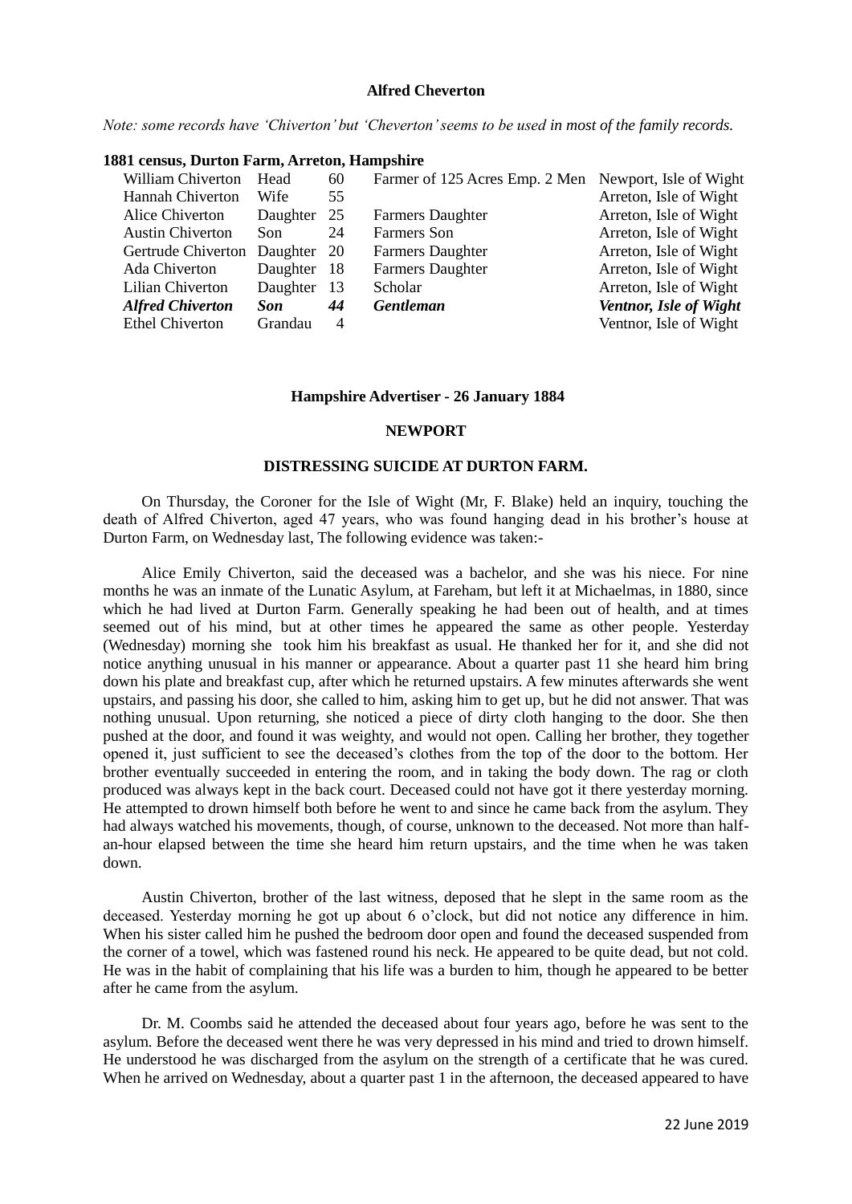# Alfred Cheverton

*Note: some records have 'Chiverton' but 'Cheverton' seems to be used in most of the family records.*

**1881 census, Durton Farm, Arreton, Hampshire**

| Name | Relation | Age | Occupation | Birthplace |
|---|---|---|---|---|
| William Chiverton | Head | 60 | Farmer of 125 Acres Emp. 2 Men | Newport, Isle of Wight |
| Hannah Chiverton | Wife | 55 | | Arreton, Isle of Wight |
| Alice Chiverton | Daughter | 25 | Farmers Daughter | Arreton, Isle of Wight |
| Austin Chiverton | Son | 24 | Farmers Son | Arreton, Isle of Wight |
| Gertrude Chiverton | Daughter | 20 | Farmers Daughter | Arreton, Isle of Wight |
| Ada Chiverton | Daughter | 18 | Farmers Daughter | Arreton, Isle of Wight |
| Lilian Chiverton | Daughter | 13 | Scholar | Arreton, Isle of Wight |
| ***Alfred Chiverton*** | ***Son*** | ***44*** | ***Gentleman*** | ***Ventnor, Isle of Wight*** |
| Ethel Chiverton | Grandau | 4 | | Ventnor, Isle of Wight |

## Hampshire Advertiser - 26 January 1884

### NEWPORT

### DISTRESSING SUICIDE AT DURTON FARM.

On Thursday, the Coroner for the Isle of Wight (Mr, F. Blake) held an inquiry, touching the death of Alfred Chiverton, aged 47 years, who was found hanging dead in his brother's house at Durton Farm, on Wednesday last, The following evidence was taken:-

Alice Emily Chiverton, said the deceased was a bachelor, and she was his niece. For nine months he was an inmate of the Lunatic Asylum, at Fareham, but left it at Michaelmas, in 1880, since which he had lived at Durton Farm. Generally speaking he had been out of health, and at times seemed out of his mind, but at other times he appeared the same as other people. Yesterday (Wednesday) morning she took him his breakfast as usual. He thanked her for it, and she did not notice anything unusual in his manner or appearance. About a quarter past 11 she heard him bring down his plate and breakfast cup, after which he returned upstairs. A few minutes afterwards she went upstairs, and passing his door, she called to him, asking him to get up, but he did not answer. That was nothing unusual. Upon returning, she noticed a piece of dirty cloth hanging to the door. She then pushed at the door, and found it was weighty, and would not open. Calling her brother, they together opened it, just sufficient to see the deceased's clothes from the top of the door to the bottom. Her brother eventually succeeded in entering the room, and in taking the body down. The rag or cloth produced was always kept in the back court. Deceased could not have got it there yesterday morning. He attempted to drown himself both before he went to and since he came back from the asylum. They had always watched his movements, though, of course, unknown to the deceased. Not more than half-an-hour elapsed between the time she heard him return upstairs, and the time when he was taken down.

Austin Chiverton, brother of the last witness, deposed that he slept in the same room as the deceased. Yesterday morning he got up about 6 o'clock, but did not notice any difference in him. When his sister called him he pushed the bedroom door open and found the deceased suspended from the corner of a towel, which was fastened round his neck. He appeared to be quite dead, but not cold. He was in the habit of complaining that his life was a burden to him, though he appeared to be better after he came from the asylum.

Dr. M. Coombs said he attended the deceased about four years ago, before he was sent to the asylum. Before the deceased went there he was very depressed in his mind and tried to drown himself. He understood he was discharged from the asylum on the strength of a certificate that he was cured. When he arrived on Wednesday, about a quarter past 1 in the afternoon, the deceased appeared to have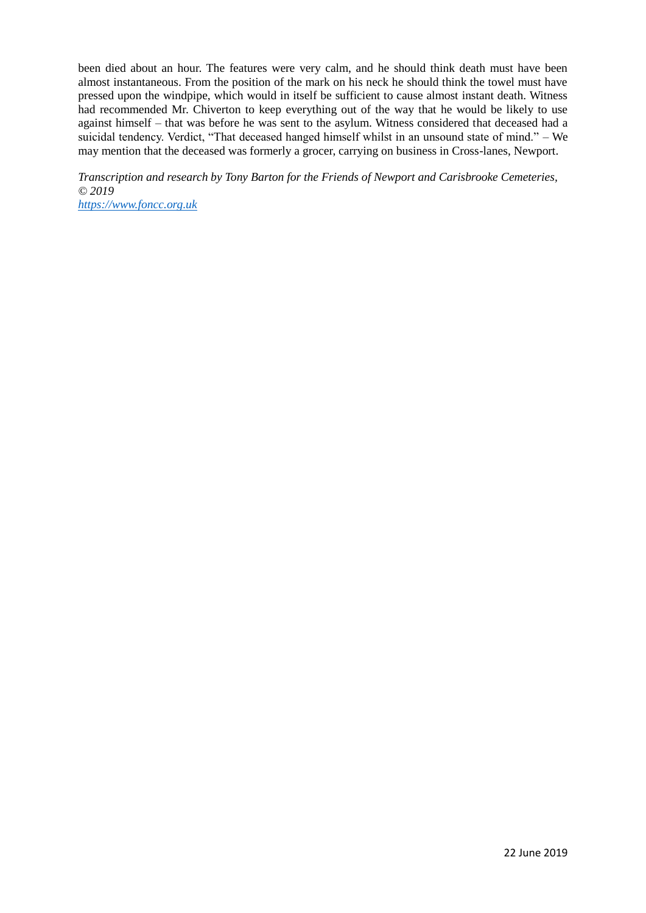been died about an hour. The features were very calm, and he should think death must have been almost instantaneous. From the position of the mark on his neck he should think the towel must have pressed upon the windpipe, which would in itself be sufficient to cause almost instant death. Witness had recommended Mr. Chiverton to keep everything out of the way that he would be likely to use against himself – that was before he was sent to the asylum. Witness considered that deceased had a suicidal tendency. Verdict, "That deceased hanged himself whilst in an unsound state of mind." – We may mention that the deceased was formerly a grocer, carrying on business in Cross-lanes, Newport.

*Transcription and research by Tony Barton for the Friends of Newport and Carisbrooke Cemeteries, © 2019*
[https://www.foncc.org.uk](https://www.foncc.org.uk)

22 June 2019